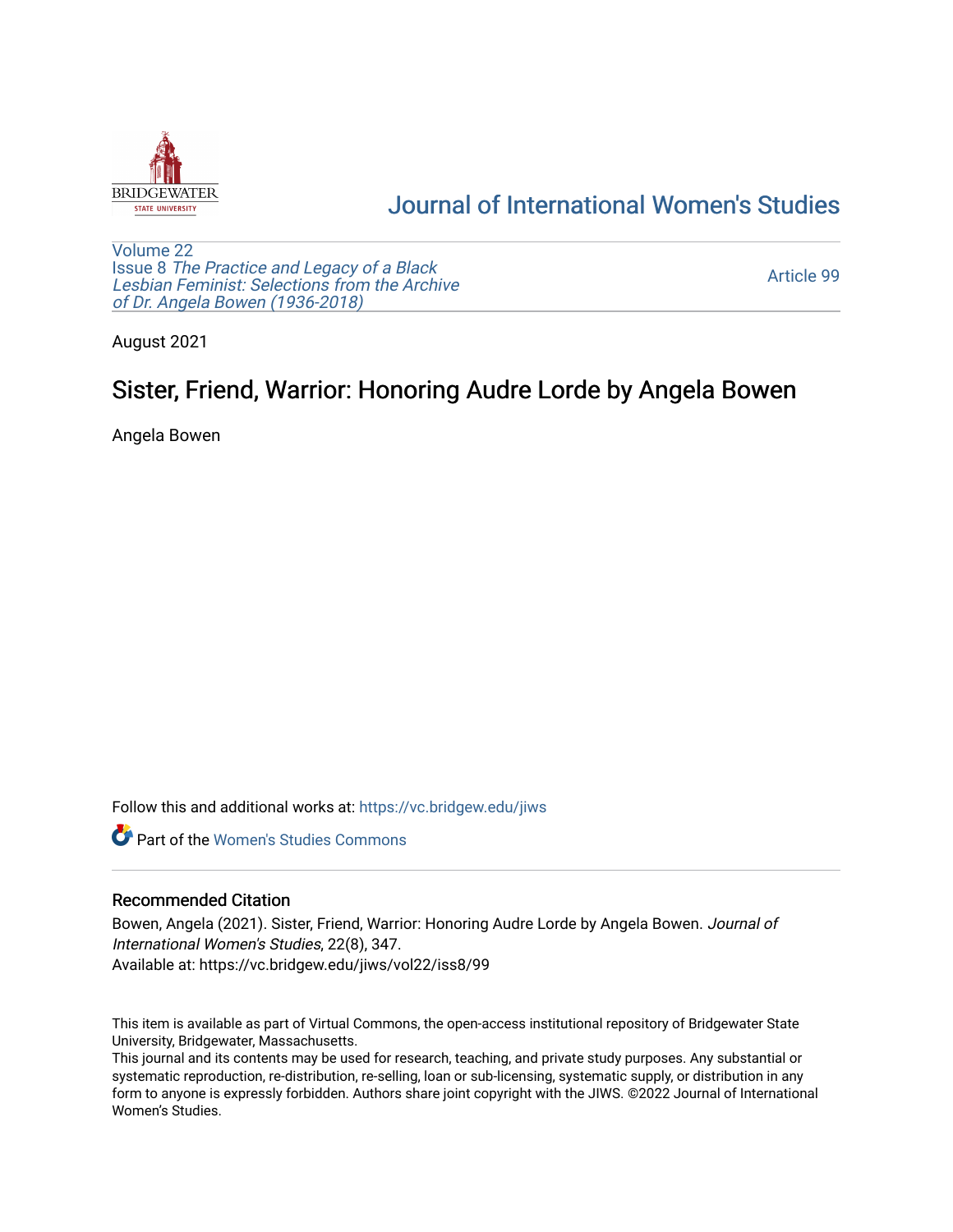# Journal of International Women's Studies

Volume 22
Issue 8 *The Practice and Legacy of a Black Lesbian Feminist: Selections from the Archive of Dr. Angela Bowen (1936-2018)*

Article 99

August 2021

## Sister, Friend, Warrior: Honoring Audre Lorde by Angela Bowen

Angela Bowen

Follow this and additional works at: https://vc.bridgew.edu/jiws

Part of the Women's Studies Commons

### Recommended Citation

Bowen, Angela (2021). Sister, Friend, Warrior: Honoring Audre Lorde by Angela Bowen. *Journal of International Women's Studies*, 22(8), 347.
Available at: https://vc.bridgew.edu/jiws/vol22/iss8/99

This item is available as part of Virtual Commons, the open-access institutional repository of Bridgewater State University, Bridgewater, Massachusetts.
This journal and its contents may be used for research, teaching, and private study purposes. Any substantial or systematic reproduction, re-distribution, re-selling, loan or sub-licensing, systematic supply, or distribution in any form to anyone is expressly forbidden. Authors share joint copyright with the JIWS. ©2022 Journal of International Women's Studies.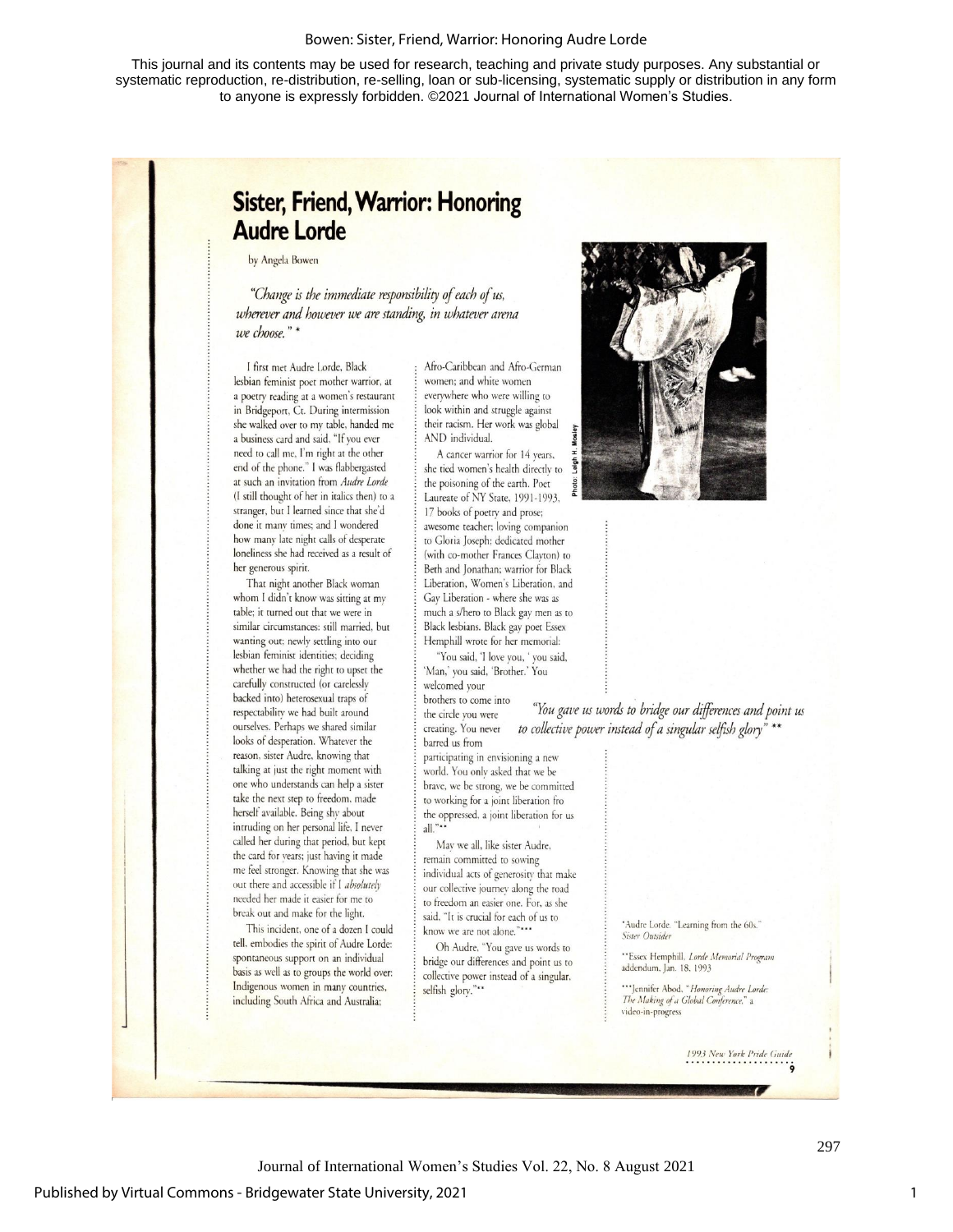This journal and its contents may be used for research, teaching and private study purposes. Any substantial or systematic reproduction, re-distribution, re-selling, loan or sub-licensing, systematic supply or distribution in any form to anyone is expressly forbidden. ©2021 Journal of International Women's Studies.

# Sister, Friend, Warrior: Honoring Audre Lorde

by Angela Bowen

*"Change is the immediate responsibility of each of us, wherever and however we are standing, in whatever arena we choose."* *

I first met Audre Lorde, Black lesbian feminist poet mother warrior, at a poetry reading at a women's restaurant in Bridgeport, Ct. During intermission she walked over to my table, handed me a business card and said, "If you ever need to call me, I'm right at the other end of the phone." I was flabbergasted at such an invitation from *Audre Lorde* (I still thought of her in italics then) to a stranger, but I learned since that she'd done it many times; and I wondered how many late night calls of desperate loneliness she had received as a result of her generous spirit.

That night another Black woman whom I didn't know was sitting at my table; it turned out that we were in similar circumstances: still married, but wanting out; newly settling into our lesbian feminist identities; deciding whether we had the right to upset the carefully constructed (or carelessly backed into) heterosexual traps of respectability we had built around ourselves. Perhaps we shared similar looks of desperation. Whatever the reason, sister Audre, knowing that talking at just the right moment with one who understands can help a sister take the next step to freedom, made herself available. Being shy about intruding on her personal life, I never called her during that period, but kept the card for years; just having it made me feel stronger. Knowing that she was out there and accessible if I *absolutely* needed her made it easier for me to break out and make for the light.

This incident, one of a dozen I could tell, embodies the spirit of Audre Lorde: spontaneous support on an individual basis as well as to groups the world over: Indigenous women in many countries, including South Africa and Australia; Afro-Caribbean and Afro-German women; and white women everywhere who were willing to look within and struggle against their racism. Her work was global AND individual.

A cancer warrior for 14 years, she tied women's health directly to the poisoning of the earth. Poet Laureate of NY State, 1991-1993, 17 books of poetry and prose; awesome teacher; loving companion to Gloria Joseph; dedicated mother (with co-mother Frances Clayton) to Beth and Jonathan; warrior for Black Liberation, Women's Liberation, and Gay Liberation - where she was as much a s/hero to Black gay men as to Black lesbians. Black gay poet Essex Hemphill wrote for her memorial:

"You said, 'I love you, ' you said, 'Man,' you said, 'Brother.' You welcomed your brothers to come into the circle you were creating. You never barred us from participating in envisioning a new world. You only asked that we be brave, we be strong, we be committed to working for a joint liberation fro the oppressed, a joint liberation for us all."**

*"You gave us words to bridge our differences and point us to collective power instead of a singular selfish glory"* **

May we all, like sister Audre, remain committed to sowing individual acts of generosity that make our collective journey along the road to freedom an easier one. For, as she said, "It is crucial for each of us to know we are not alone."***

Oh Audre, "You gave us words to bridge our differences and point us to collective power instead of a singular, selfish glory."**

Photo: Leigh H. Mosley

*Audre Lorde. "Learning from the 60s." *Sister Outsider*

**Essex Hemphill. *Lorde Memorial Program* addendum. Jan. 18, 1993

***Jennifer Abod. "*Honoring Audre Lorde: The Making of a Global Conference*," a video-in-progress

*1993 New York Pride Guide*